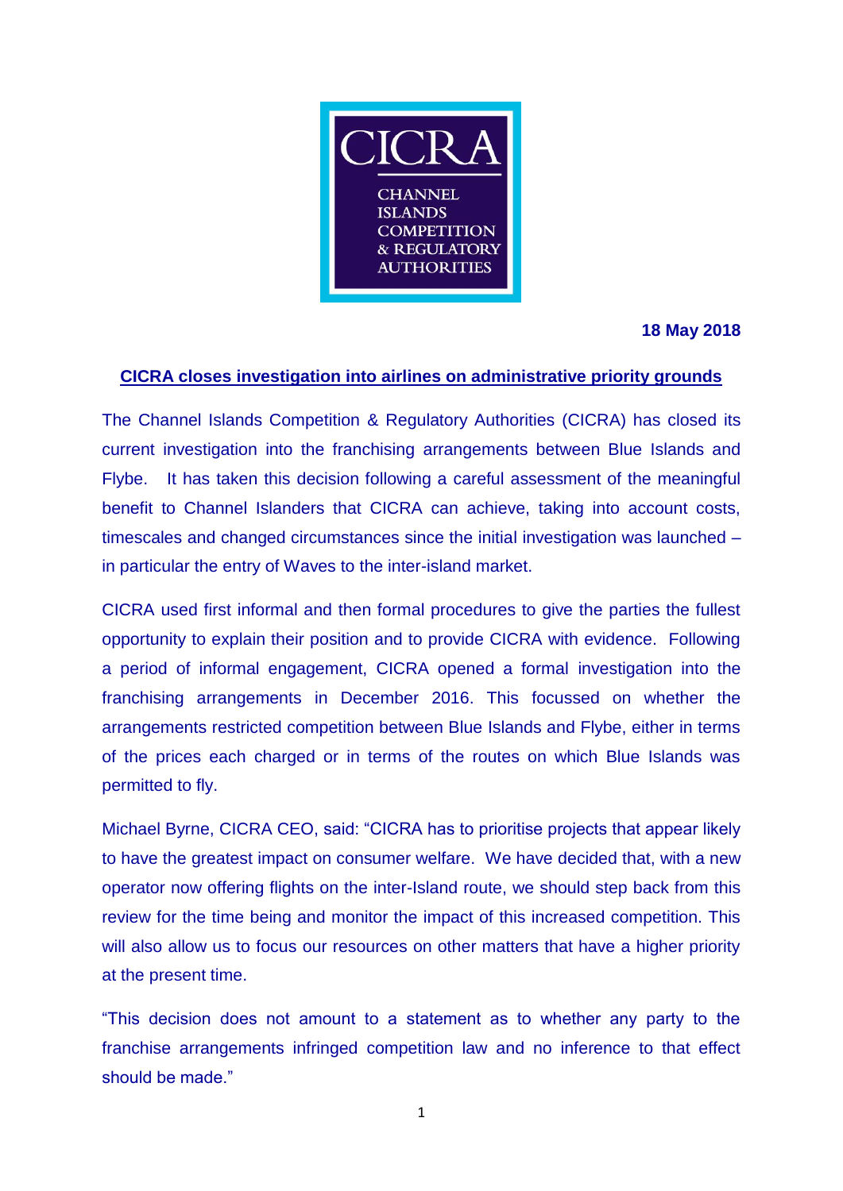CICRA

CHANNEL ISLANDS COMPETITION & REGULATORY AUTHORITIES

**18 May 2018**

## CICRA closes investigation into airlines on administrative priority grounds

The Channel Islands Competition & Regulatory Authorities (CICRA) has closed its current investigation into the franchising arrangements between Blue Islands and Flybe. It has taken this decision following a careful assessment of the meaningful benefit to Channel Islanders that CICRA can achieve, taking into account costs, timescales and changed circumstances since the initial investigation was launched – in particular the entry of Waves to the inter-island market.

CICRA used first informal and then formal procedures to give the parties the fullest opportunity to explain their position and to provide CICRA with evidence. Following a period of informal engagement, CICRA opened a formal investigation into the franchising arrangements in December 2016. This focussed on whether the arrangements restricted competition between Blue Islands and Flybe, either in terms of the prices each charged or in terms of the routes on which Blue Islands was permitted to fly.

Michael Byrne, CICRA CEO, said: "CICRA has to prioritise projects that appear likely to have the greatest impact on consumer welfare. We have decided that, with a new operator now offering flights on the inter-Island route, we should step back from this review for the time being and monitor the impact of this increased competition. This will also allow us to focus our resources on other matters that have a higher priority at the present time.

"This decision does not amount to a statement as to whether any party to the franchise arrangements infringed competition law and no inference to that effect should be made."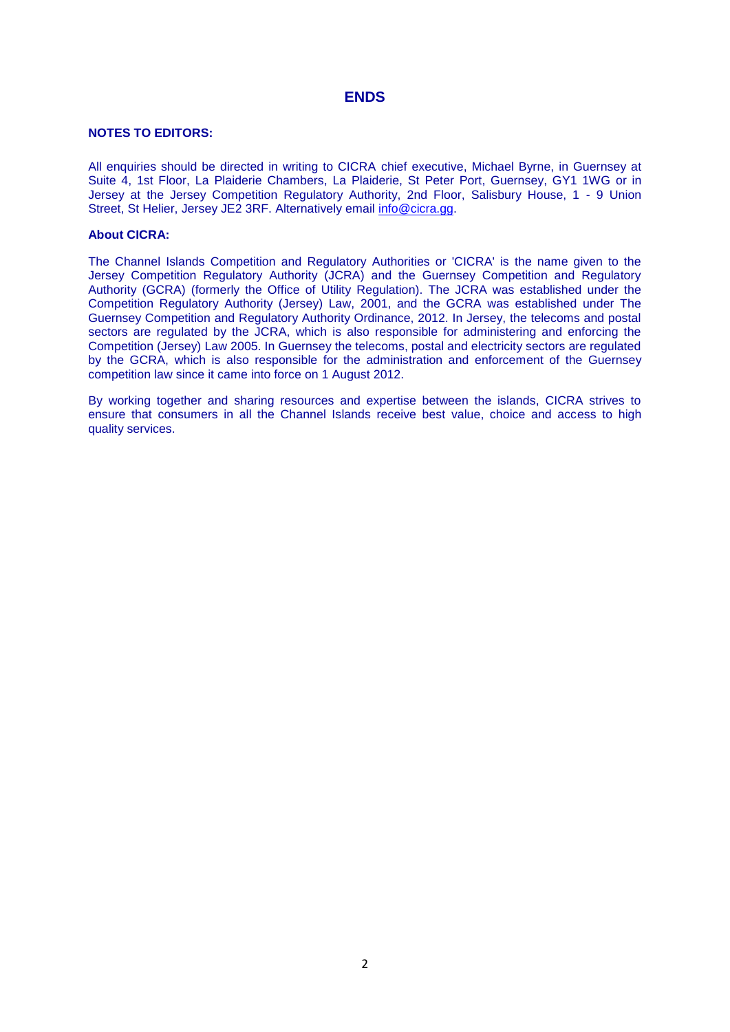**ENDS**

**NOTES TO EDITORS:**

All enquiries should be directed in writing to CICRA chief executive, Michael Byrne, in Guernsey at Suite 4, 1st Floor, La Plaiderie Chambers, La Plaiderie, St Peter Port, Guernsey, GY1 1WG or in Jersey at the Jersey Competition Regulatory Authority, 2nd Floor, Salisbury House, 1 - 9 Union Street, St Helier, Jersey JE2 3RF. Alternatively email info@cicra.gg.

**About CICRA:**

The Channel Islands Competition and Regulatory Authorities or 'CICRA' is the name given to the Jersey Competition Regulatory Authority (JCRA) and the Guernsey Competition and Regulatory Authority (GCRA) (formerly the Office of Utility Regulation). The JCRA was established under the Competition Regulatory Authority (Jersey) Law, 2001, and the GCRA was established under The Guernsey Competition and Regulatory Authority Ordinance, 2012. In Jersey, the telecoms and postal sectors are regulated by the JCRA, which is also responsible for administering and enforcing the Competition (Jersey) Law 2005. In Guernsey the telecoms, postal and electricity sectors are regulated by the GCRA, which is also responsible for the administration and enforcement of the Guernsey competition law since it came into force on 1 August 2012.

By working together and sharing resources and expertise between the islands, CICRA strives to ensure that consumers in all the Channel Islands receive best value, choice and access to high quality services.